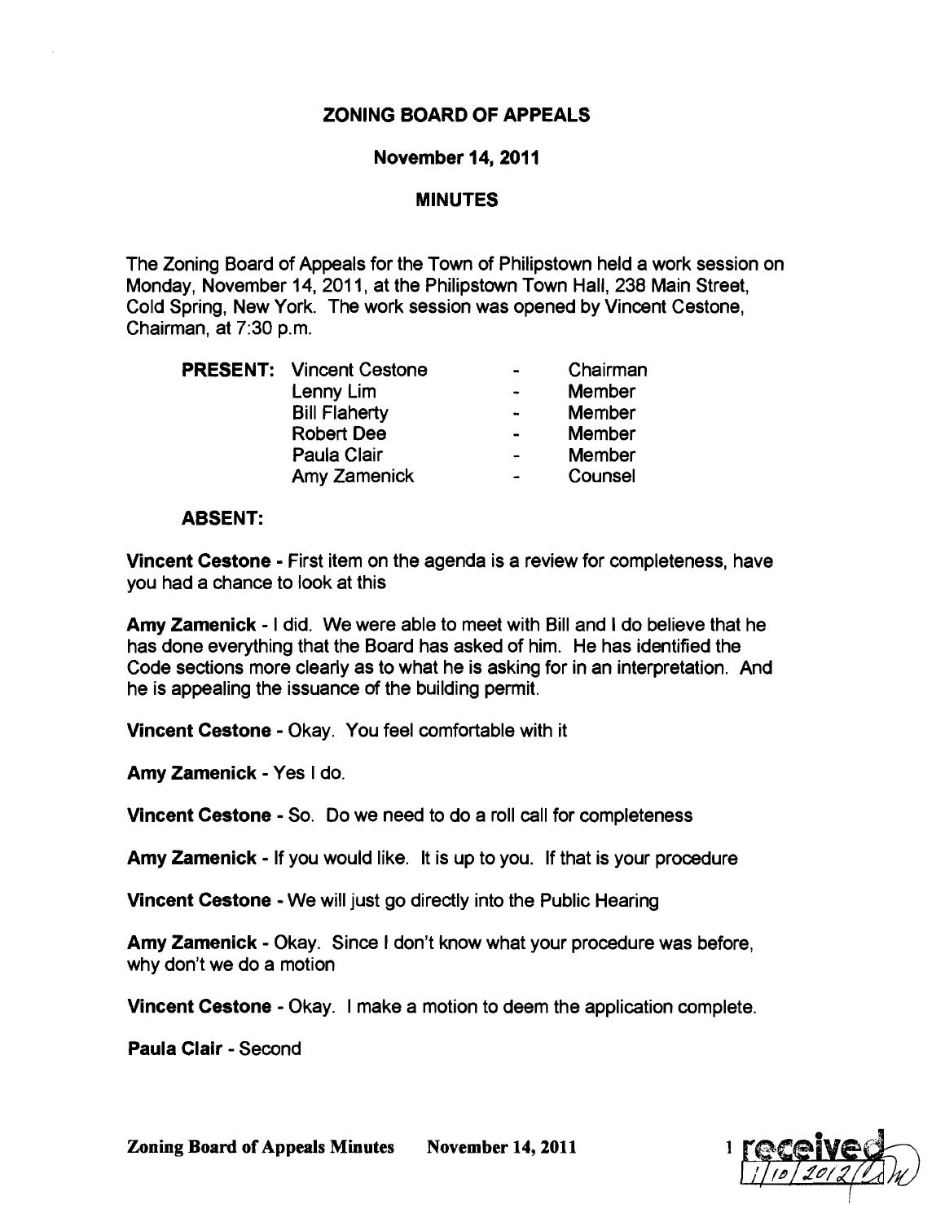# ZONING BOARD OF APPEALS

## November 14, 2011

## MINUTES

The Zoning Board of Appeals for the Town of Philipstown held a work session on Monday, November 14, 2011, at the Philipstown Town Hall, 238 Main Street, Cold Spring, New York. The work session was opened by Vincent Cestone, Chairman, at 7:30 p.m.

| **PRESENT:** | Vincent Cestone | - | Chairman |
|---|---|---|---|
| | Lenny Lim | - | Member |
| | Bill Flaherty | - | Member |
| | Robert Dee | - | Member |
| | Paula Clair | - | Member |
| | Amy Zamenick | - | Counsel |

**ABSENT:**

**Vincent Cestone** - First item on the agenda is a review for completeness, have you had a chance to look at this

**Amy Zamenick** - I did. We were able to meet with Bill and I do believe that he has done everything that the Board has asked of him. He has identified the Code sections more clearly as to what he is asking for in an interpretation. And he is appealing the issuance of the building permit.

**Vincent Cestone** - Okay. You feel comfortable with it

**Amy Zamenick** - Yes I do.

**Vincent Cestone** - So. Do we need to do a roll call for completeness

**Amy Zamenick** - If you would like. It is up to you. If that is your procedure

**Vincent Cestone** - We will just go directly into the Public Hearing

**Amy Zamenick** - Okay. Since I don't know what your procedure was before, why don't we do a motion

**Vincent Cestone** - Okay. I make a motion to deem the application complete.

**Paula Clair** - Second

received 1/10/2012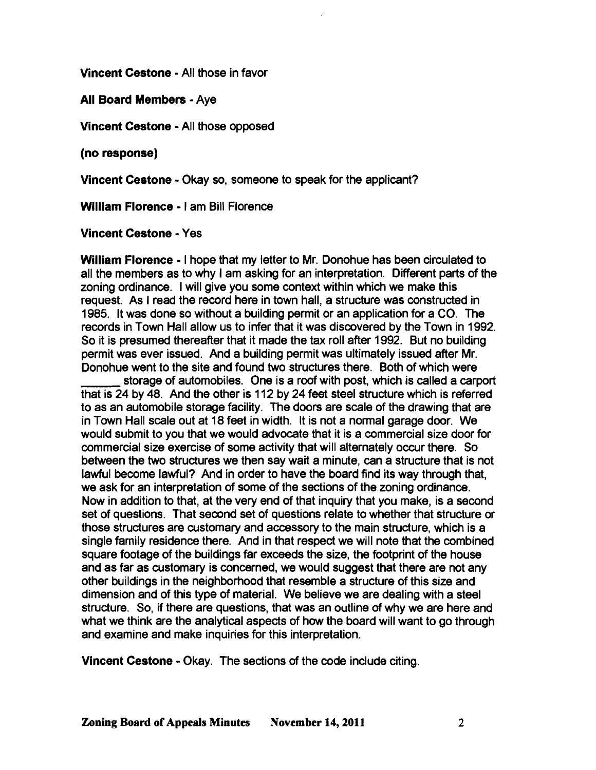**Vincent Cestone** - All those in favor

**All Board Members** - Aye

**Vincent Cestone** - All those opposed

**(no response)**

**Vincent Cestone** - Okay so, someone to speak for the applicant?

**William Florence** - I am Bill Florence

**Vincent Cestone** - Yes

**William Florence** - I hope that my letter to Mr. Donohue has been circulated to all the members as to why I am asking for an interpretation. Different parts of the zoning ordinance. I will give you some context within which we make this request. As I read the record here in town hall, a structure was constructed in 1985. It was done so without a building permit or an application for a CO. The records in Town Hall allow us to infer that it was discovered by the Town in 1992. So it is presumed thereafter that it made the tax roll after 1992. But no building permit was ever issued. And a building permit was ultimately issued after Mr. Donohue went to the site and found two structures there. Both of which were ______ storage of automobiles. One is a roof with post, which is called a carport that is 24 by 48. And the other is 112 by 24 feet steel structure which is referred to as an automobile storage facility. The doors are scale of the drawing that are in Town Hall scale out at 18 feet in width. It is not a normal garage door. We would submit to you that we would advocate that it is a commercial size door for commercial size exercise of some activity that will alternately occur there. So between the two structures we then say wait a minute, can a structure that is not lawful become lawful? And in order to have the board find its way through that, we ask for an interpretation of some of the sections of the zoning ordinance. Now in addition to that, at the very end of that inquiry that you make, is a second set of questions. That second set of questions relate to whether that structure or those structures are customary and accessory to the main structure, which is a single family residence there. And in that respect we will note that the combined square footage of the buildings far exceeds the size, the footprint of the house and as far as customary is concerned, we would suggest that there are not any other buildings in the neighborhood that resemble a structure of this size and dimension and of this type of material. We believe we are dealing with a steel structure. So, if there are questions, that was an outline of why we are here and what we think are the analytical aspects of how the board will want to go through and examine and make inquiries for this interpretation.

**Vincent Cestone** - Okay. The sections of the code include citing.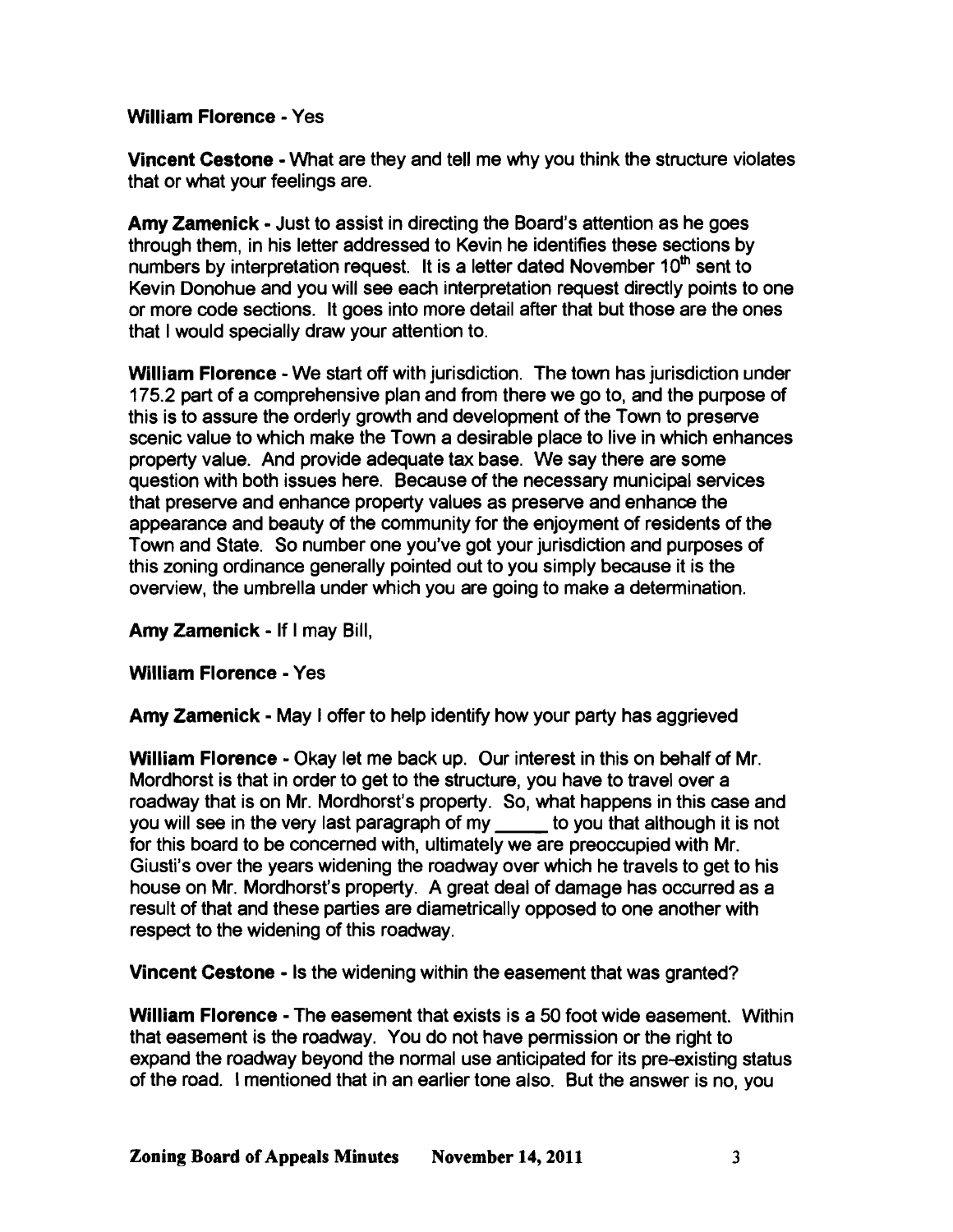**William Florence** - Yes

**Vincent Cestone** - What are they and tell me why you think the structure violates that or what your feelings are.

**Amy Zamenick** - Just to assist in directing the Board's attention as he goes through them, in his letter addressed to Kevin he identifies these sections by numbers by interpretation request. It is a letter dated November 10th sent to Kevin Donohue and you will see each interpretation request directly points to one or more code sections. It goes into more detail after that but those are the ones that I would specially draw your attention to.

**William Florence** - We start off with jurisdiction. The town has jurisdiction under 175.2 part of a comprehensive plan and from there we go to, and the purpose of this is to assure the orderly growth and development of the Town to preserve scenic value to which make the Town a desirable place to live in which enhances property value. And provide adequate tax base. We say there are some question with both issues here. Because of the necessary municipal services that preserve and enhance property values as preserve and enhance the appearance and beauty of the community for the enjoyment of residents of the Town and State. So number one you've got your jurisdiction and purposes of this zoning ordinance generally pointed out to you simply because it is the overview, the umbrella under which you are going to make a determination.

**Amy Zamenick** - If I may Bill,

**William Florence** - Yes

**Amy Zamenick** - May I offer to help identify how your party has aggrieved

**William Florence** - Okay let me back up. Our interest in this on behalf of Mr. Mordhorst is that in order to get to the structure, you have to travel over a roadway that is on Mr. Mordhorst's property. So, what happens in this case and you will see in the very last paragraph of my _____ to you that although it is not for this board to be concerned with, ultimately we are preoccupied with Mr. Giusti's over the years widening the roadway over which he travels to get to his house on Mr. Mordhorst's property. A great deal of damage has occurred as a result of that and these parties are diametrically opposed to one another with respect to the widening of this roadway.

**Vincent Cestone** - Is the widening within the easement that was granted?

**William Florence** - The easement that exists is a 50 foot wide easement. Within that easement is the roadway. You do not have permission or the right to expand the roadway beyond the normal use anticipated for its pre-existing status of the road. I mentioned that in an earlier tone also. But the answer is no, you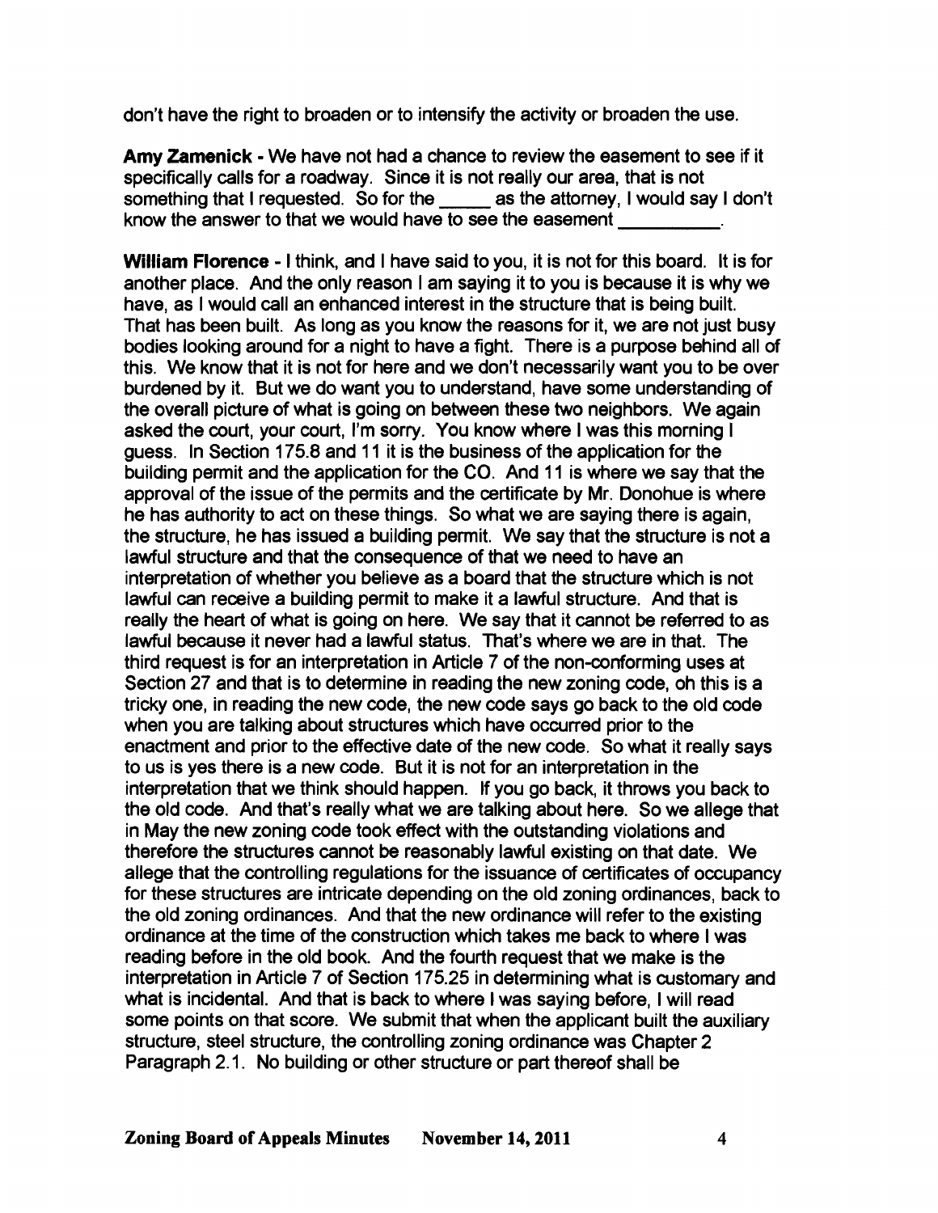don't have the right to broaden or to intensify the activity or broaden the use.

**Amy Zamenick** - We have not had a chance to review the easement to see if it specifically calls for a roadway. Since it is not really our area, that is not something that I requested. So for the _____ as the attorney, I would say I don't know the answer to that we would have to see the easement __________.

**William Florence** - I think, and I have said to you, it is not for this board. It is for another place. And the only reason I am saying it to you is because it is why we have, as I would call an enhanced interest in the structure that is being built. That has been built. As long as you know the reasons for it, we are not just busy bodies looking around for a night to have a fight. There is a purpose behind all of this. We know that it is not for here and we don't necessarily want you to be over burdened by it. But we do want you to understand, have some understanding of the overall picture of what is going on between these two neighbors. We again asked the court, your court, I'm sorry. You know where I was this morning I guess. In Section 175.8 and 11 it is the business of the application for the building permit and the application for the CO. And 11 is where we say that the approval of the issue of the permits and the certificate by Mr. Donohue is where he has authority to act on these things. So what we are saying there is again, the structure, he has issued a building permit. We say that the structure is not a lawful structure and that the consequence of that we need to have an interpretation of whether you believe as a board that the structure which is not lawful can receive a building permit to make it a lawful structure. And that is really the heart of what is going on here. We say that it cannot be referred to as lawful because it never had a lawful status. That's where we are in that. The third request is for an interpretation in Article 7 of the non-conforming uses at Section 27 and that is to determine in reading the new zoning code, oh this is a tricky one, in reading the new code, the new code says go back to the old code when you are talking about structures which have occurred prior to the enactment and prior to the effective date of the new code. So what it really says to us is yes there is a new code. But it is not for an interpretation in the interpretation that we think should happen. If you go back, it throws you back to the old code. And that's really what we are talking about here. So we allege that in May the new zoning code took effect with the outstanding violations and therefore the structures cannot be reasonably lawful existing on that date. We allege that the controlling regulations for the issuance of certificates of occupancy for these structures are intricate depending on the old zoning ordinances, back to the old zoning ordinances. And that the new ordinance will refer to the existing ordinance at the time of the construction which takes me back to where I was reading before in the old book. And the fourth request that we make is the interpretation in Article 7 of Section 175.25 in determining what is customary and what is incidental. And that is back to where I was saying before, I will read some points on that score. We submit that when the applicant built the auxiliary structure, steel structure, the controlling zoning ordinance was Chapter 2 Paragraph 2.1. No building or other structure or part thereof shall be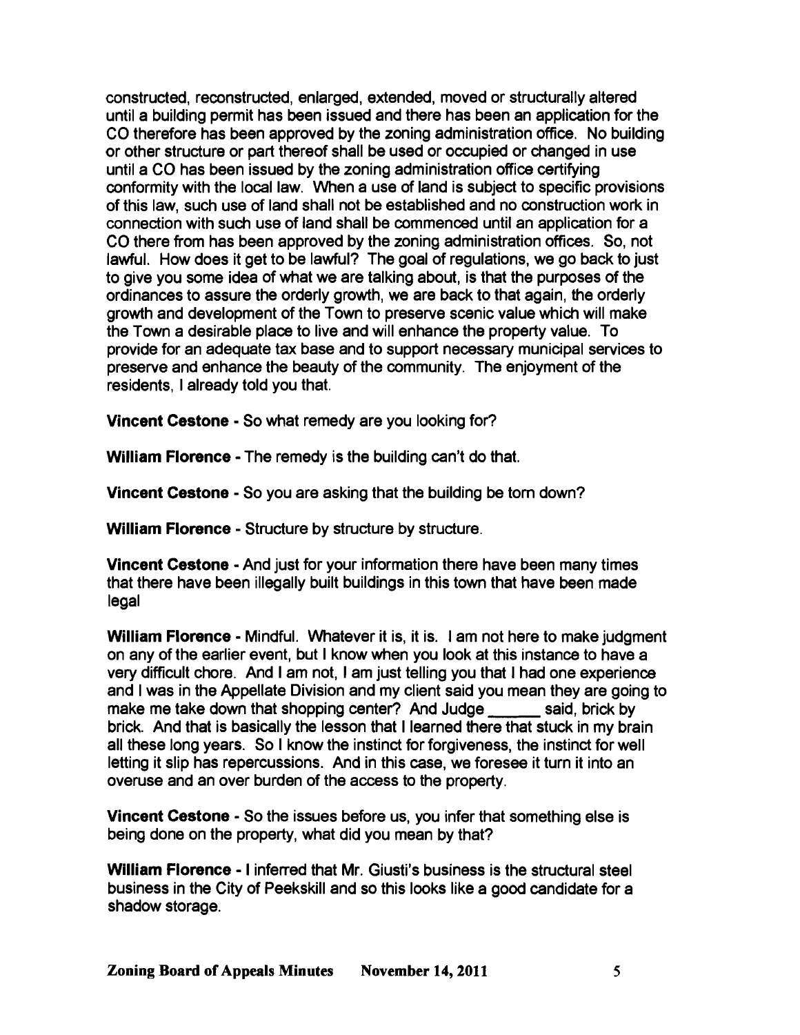constructed, reconstructed, enlarged, extended, moved or structurally altered until a building permit has been issued and there has been an application for the CO therefore has been approved by the zoning administration office. No building or other structure or part thereof shall be used or occupied or changed in use until a CO has been issued by the zoning administration office certifying conformity with the local law. When a use of land is subject to specific provisions of this law, such use of land shall not be established and no construction work in connection with such use of land shall be commenced until an application for a CO there from has been approved by the zoning administration offices. So, not lawful. How does it get to be lawful? The goal of regulations, we go back to just to give you some idea of what we are talking about, is that the purposes of the ordinances to assure the orderly growth, we are back to that again, the orderly growth and development of the Town to preserve scenic value which will make the Town a desirable place to live and will enhance the property value. To provide for an adequate tax base and to support necessary municipal services to preserve and enhance the beauty of the community. The enjoyment of the residents, I already told you that.

**Vincent Cestone** - So what remedy are you looking for?

**William Florence** - The remedy is the building can't do that.

**Vincent Cestone** - So you are asking that the building be torn down?

**William Florence** - Structure by structure by structure.

**Vincent Cestone** - And just for your information there have been many times that there have been illegally built buildings in this town that have been made legal

**William Florence** - Mindful. Whatever it is, it is. I am not here to make judgment on any of the earlier event, but I know when you look at this instance to have a very difficult chore. And I am not, I am just telling you that I had one experience and I was in the Appellate Division and my client said you mean they are going to make me take down that shopping center? And Judge ______ said, brick by brick. And that is basically the lesson that I learned there that stuck in my brain all these long years. So I know the instinct for forgiveness, the instinct for well letting it slip has repercussions. And in this case, we foresee it turn it into an overuse and an over burden of the access to the property.

**Vincent Cestone** - So the issues before us, you infer that something else is being done on the property, what did you mean by that?

**William Florence** - I inferred that Mr. Giusti's business is the structural steel business in the City of Peekskill and so this looks like a good candidate for a shadow storage.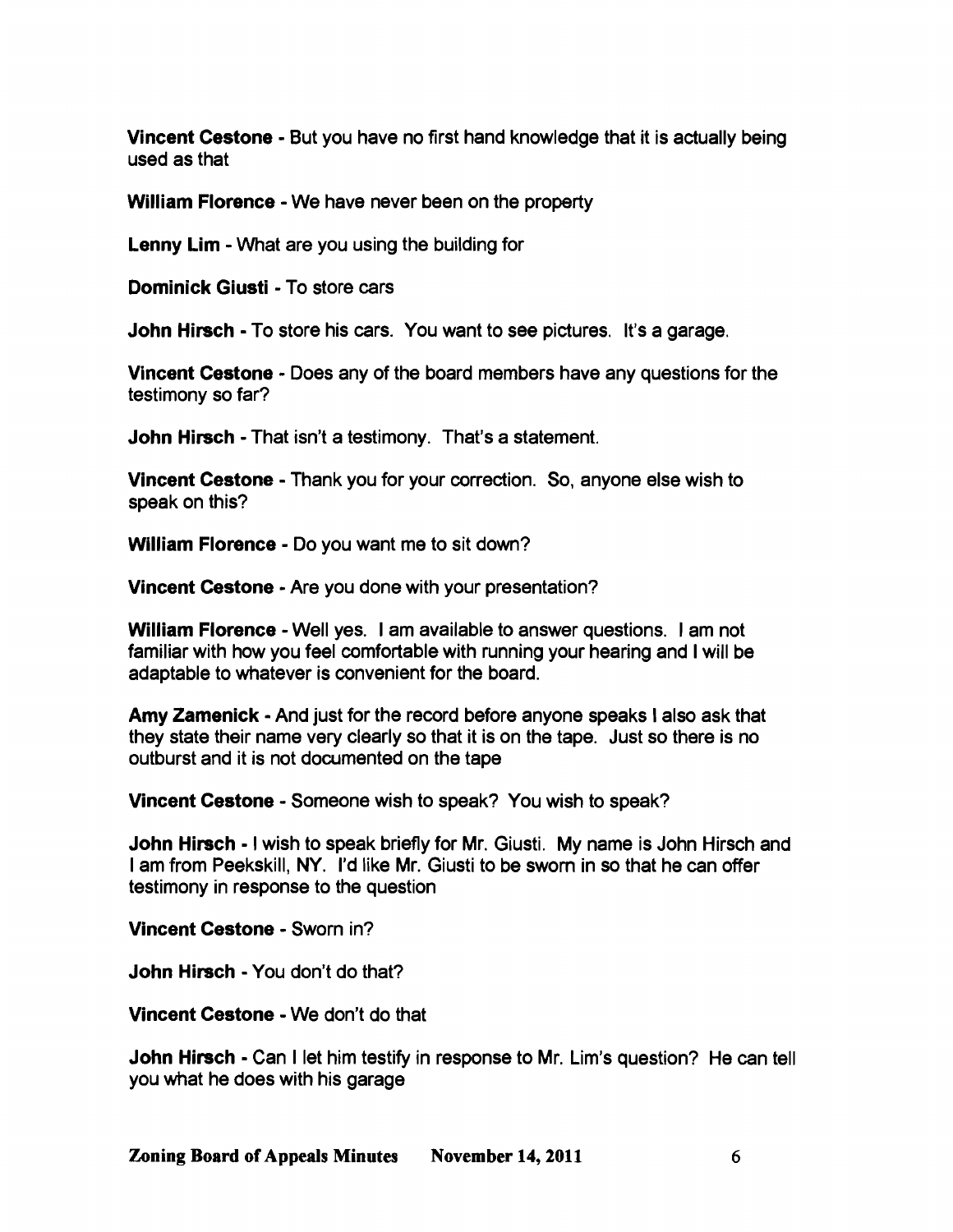**Vincent Cestone** - But you have no first hand knowledge that it is actually being used as that

**William Florence** - We have never been on the property

**Lenny Lim** - What are you using the building for

**Dominick Giusti** - To store cars

**John Hirsch** - To store his cars. You want to see pictures. It's a garage.

**Vincent Cestone** - Does any of the board members have any questions for the testimony so far?

**John Hirsch** - That isn't a testimony. That's a statement.

**Vincent Cestone** - Thank you for your correction. So, anyone else wish to speak on this?

**William Florence** - Do you want me to sit down?

**Vincent Cestone** - Are you done with your presentation?

**William Florence** - Well yes. I am available to answer questions. I am not familiar with how you feel comfortable with running your hearing and I will be adaptable to whatever is convenient for the board.

**Amy Zamenick** - And just for the record before anyone speaks I also ask that they state their name very clearly so that it is on the tape. Just so there is no outburst and it is not documented on the tape

**Vincent Cestone** - Someone wish to speak? You wish to speak?

**John Hirsch** - I wish to speak briefly for Mr. Giusti. My name is John Hirsch and I am from Peekskill, NY. I'd like Mr. Giusti to be sworn in so that he can offer testimony in response to the question

**Vincent Cestone** - Sworn in?

**John Hirsch** - You don't do that?

**Vincent Cestone** - We don't do that

**John Hirsch** - Can I let him testify in response to Mr. Lim's question? He can tell you what he does with his garage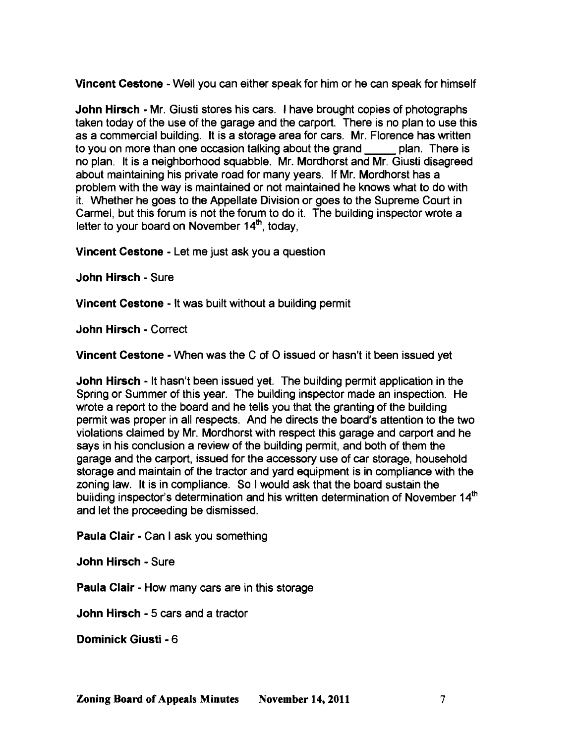**Vincent Cestone** - Well you can either speak for him or he can speak for himself

**John Hirsch** - Mr. Giusti stores his cars. I have brought copies of photographs taken today of the use of the garage and the carport. There is no plan to use this as a commercial building. It is a storage area for cars. Mr. Florence has written to you on more than one occasion talking about the grand _____ plan. There is no plan. It is a neighborhood squabble. Mr. Mordhorst and Mr. Giusti disagreed about maintaining his private road for many years. If Mr. Mordhorst has a problem with the way is maintained or not maintained he knows what to do with it. Whether he goes to the Appellate Division or goes to the Supreme Court in Carmel, but this forum is not the forum to do it. The building inspector wrote a letter to your board on November 14th, today,

**Vincent Cestone** - Let me just ask you a question

**John Hirsch** - Sure

**Vincent Cestone** - It was built without a building permit

**John Hirsch** - Correct

**Vincent Cestone** - When was the C of O issued or hasn't it been issued yet

**John Hirsch** - It hasn't been issued yet. The building permit application in the Spring or Summer of this year. The building inspector made an inspection. He wrote a report to the board and he tells you that the granting of the building permit was proper in all respects. And he directs the board's attention to the two violations claimed by Mr. Mordhorst with respect this garage and carport and he says in his conclusion a review of the building permit, and both of them the garage and the carport, issued for the accessory use of car storage, household storage and maintain of the tractor and yard equipment is in compliance with the zoning law. It is in compliance. So I would ask that the board sustain the building inspector's determination and his written determination of November 14th and let the proceeding be dismissed.

**Paula Clair** - Can I ask you something

**John Hirsch** - Sure

**Paula Clair** - How many cars are in this storage

**John Hirsch** - 5 cars and a tractor

**Dominick Giusti** - 6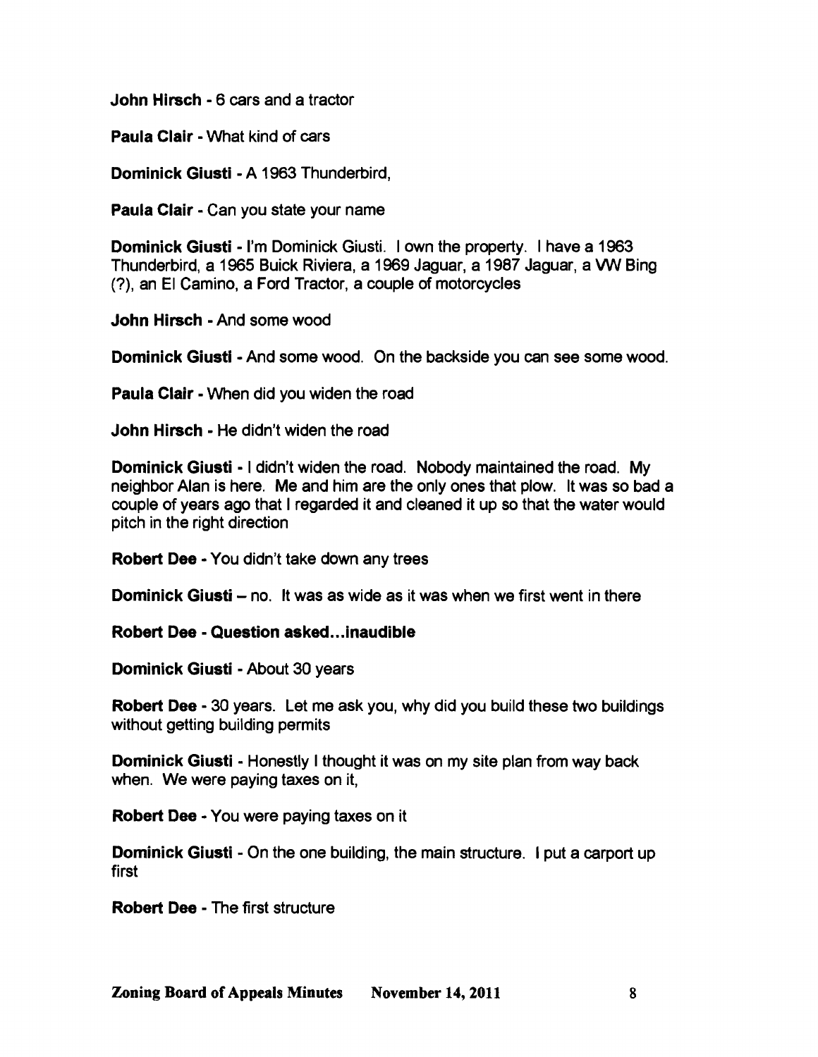**John Hirsch** - 6 cars and a tractor

**Paula Clair** - What kind of cars

**Dominick Giusti** - A 1963 Thunderbird,

**Paula Clair** - Can you state your name

**Dominick Giusti** - I'm Dominick Giusti. I own the property. I have a 1963 Thunderbird, a 1965 Buick Riviera, a 1969 Jaguar, a 1987 Jaguar, a VW Bing (?), an El Camino, a Ford Tractor, a couple of motorcycles

**John Hirsch** - And some wood

**Dominick Giusti** - And some wood. On the backside you can see some wood.

**Paula Clair** - When did you widen the road

**John Hirsch** - He didn't widen the road

**Dominick Giusti** - I didn't widen the road. Nobody maintained the road. My neighbor Alan is here. Me and him are the only ones that plow. It was so bad a couple of years ago that I regarded it and cleaned it up so that the water would pitch in the right direction

**Robert Dee** - You didn't take down any trees

**Dominick Giusti** – no. It was as wide as it was when we first went in there

**Robert Dee - Question asked...inaudible**

**Dominick Giusti** - About 30 years

**Robert Dee** - 30 years. Let me ask you, why did you build these two buildings without getting building permits

**Dominick Giusti** - Honestly I thought it was on my site plan from way back when. We were paying taxes on it,

**Robert Dee** - You were paying taxes on it

**Dominick Giusti** - On the one building, the main structure. I put a carport up first

**Robert Dee** - The first structure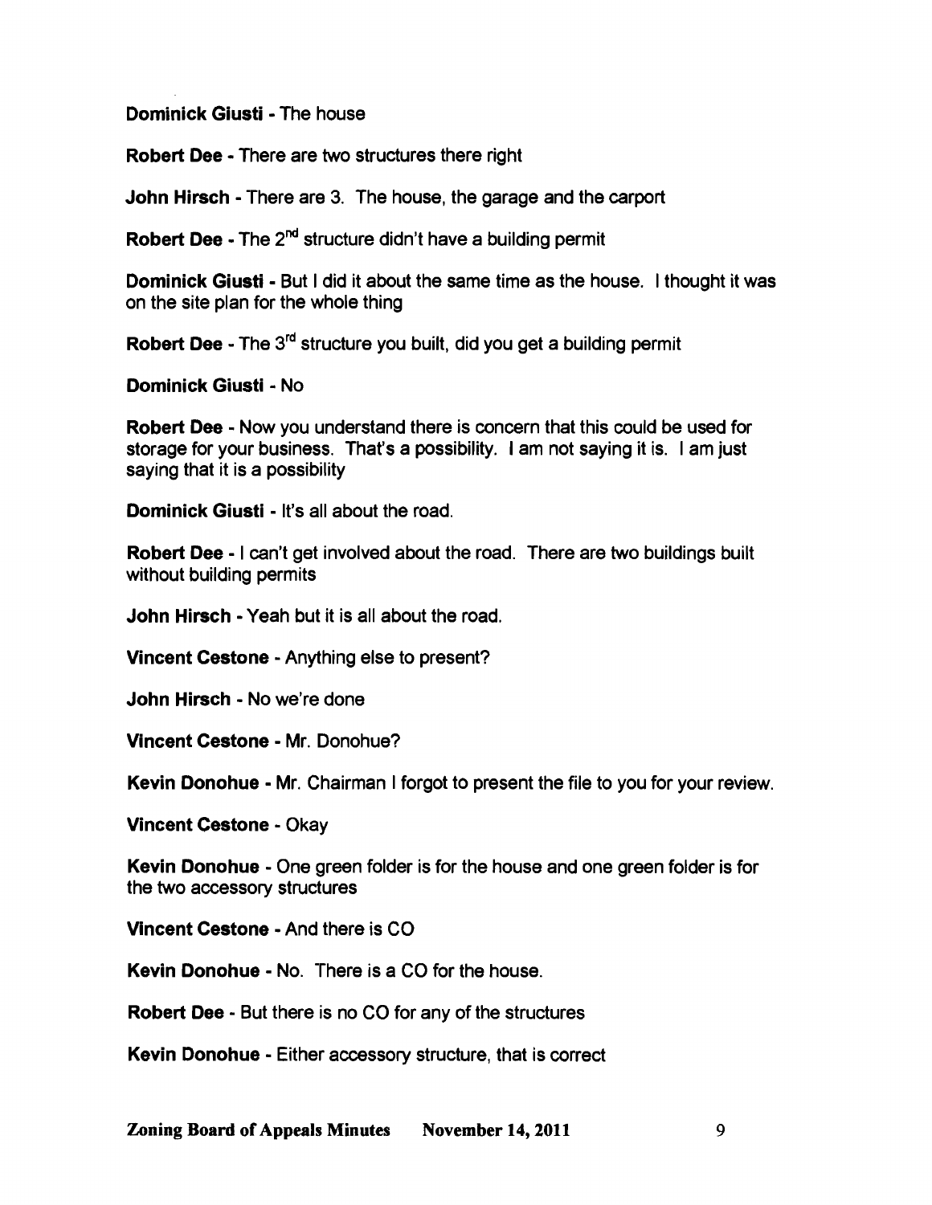**Dominick Giusti** - The house

**Robert Dee** - There are two structures there right

**John Hirsch** - There are 3. The house, the garage and the carport

**Robert Dee** - The 2nd structure didn't have a building permit

**Dominick Giusti** - But I did it about the same time as the house. I thought it was on the site plan for the whole thing

**Robert Dee** - The 3rd structure you built, did you get a building permit

**Dominick Giusti** - No

**Robert Dee** - Now you understand there is concern that this could be used for storage for your business. That's a possibility. I am not saying it is. I am just saying that it is a possibility

**Dominick Giusti** - It's all about the road.

**Robert Dee** - I can't get involved about the road. There are two buildings built without building permits

**John Hirsch** - Yeah but it is all about the road.

**Vincent Cestone** - Anything else to present?

**John Hirsch** - No we're done

**Vincent Cestone** - Mr. Donohue?

**Kevin Donohue** - Mr. Chairman I forgot to present the file to you for your review.

**Vincent Cestone** - Okay

**Kevin Donohue** - One green folder is for the house and one green folder is for the two accessory structures

**Vincent Cestone** - And there is CO

**Kevin Donohue** - No. There is a CO for the house.

**Robert Dee** - But there is no CO for any of the structures

**Kevin Donohue** - Either accessory structure, that is correct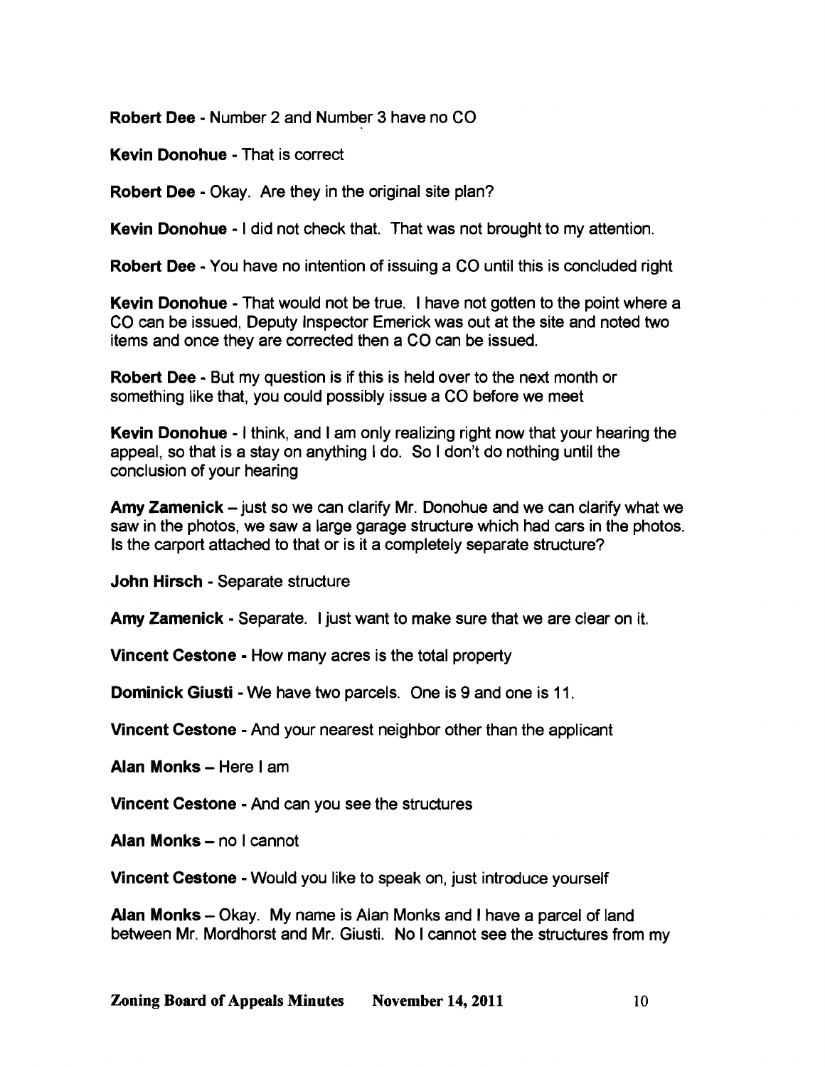**Robert Dee** - Number 2 and Number 3 have no CO

**Kevin Donohue** - That is correct

**Robert Dee** - Okay. Are they in the original site plan?

**Kevin Donohue** - I did not check that. That was not brought to my attention.

**Robert Dee** - You have no intention of issuing a CO until this is concluded right

**Kevin Donohue** - That would not be true. I have not gotten to the point where a CO can be issued, Deputy Inspector Emerick was out at the site and noted two items and once they are corrected then a CO can be issued.

**Robert Dee** - But my question is if this is held over to the next month or something like that, you could possibly issue a CO before we meet

**Kevin Donohue** - I think, and I am only realizing right now that your hearing the appeal, so that is a stay on anything I do. So I don't do nothing until the conclusion of your hearing

**Amy Zamenick** – just so we can clarify Mr. Donohue and we can clarify what we saw in the photos, we saw a large garage structure which had cars in the photos. Is the carport attached to that or is it a completely separate structure?

**John Hirsch** - Separate structure

**Amy Zamenick** - Separate. I just want to make sure that we are clear on it.

**Vincent Cestone** - How many acres is the total property

**Dominick Giusti** - We have two parcels. One is 9 and one is 11.

**Vincent Cestone** - And your nearest neighbor other than the applicant

**Alan Monks** – Here I am

**Vincent Cestone** - And can you see the structures

**Alan Monks** – no I cannot

**Vincent Cestone** - Would you like to speak on, just introduce yourself

**Alan Monks** – Okay. My name is Alan Monks and I have a parcel of land between Mr. Mordhorst and Mr. Giusti. No I cannot see the structures from my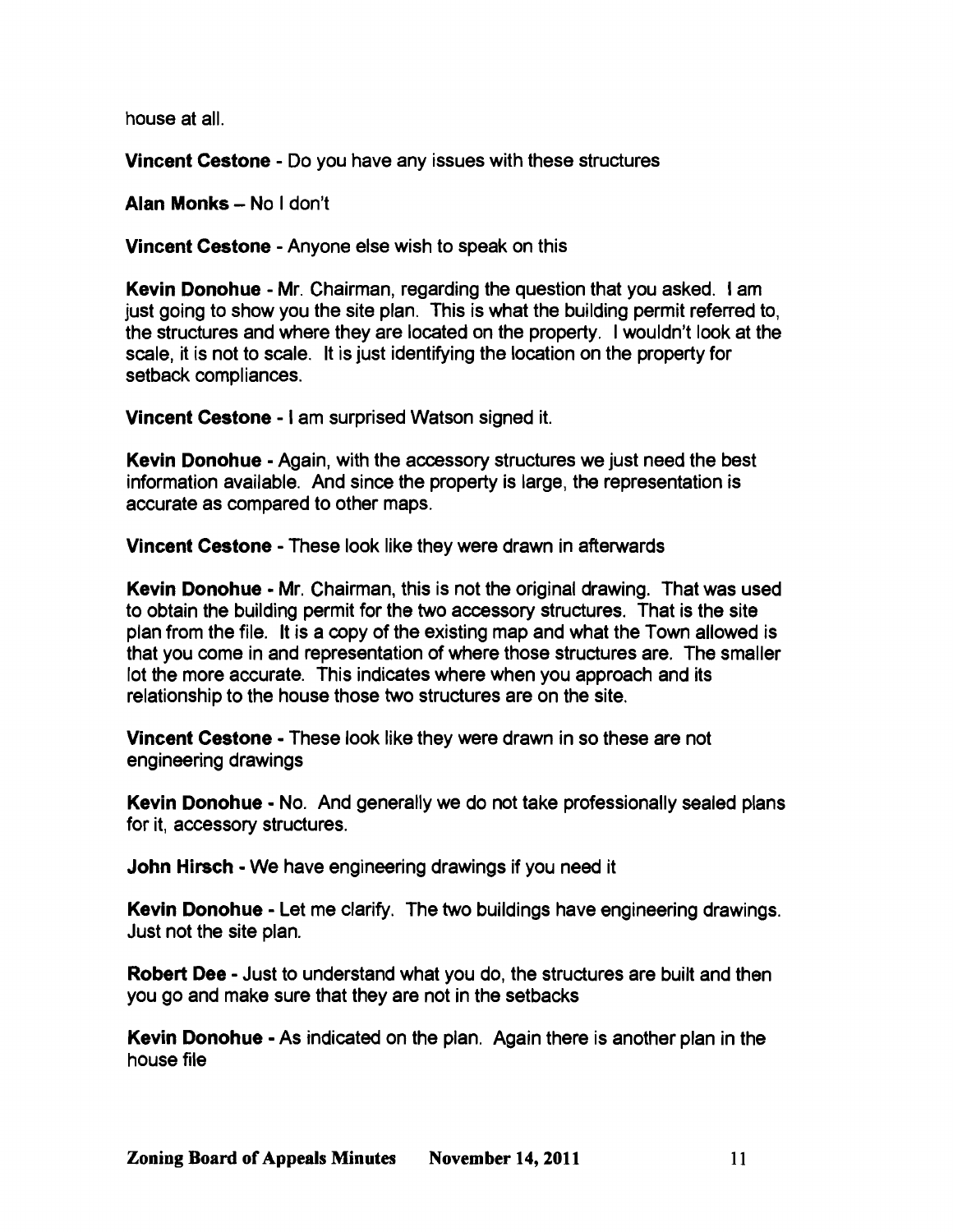house at all.

**Vincent Cestone** - Do you have any issues with these structures

**Alan Monks** – No I don't

**Vincent Cestone** - Anyone else wish to speak on this

**Kevin Donohue** - Mr. Chairman, regarding the question that you asked. I am just going to show you the site plan. This is what the building permit referred to, the structures and where they are located on the property. I wouldn't look at the scale, it is not to scale. It is just identifying the location on the property for setback compliances.

**Vincent Cestone** - I am surprised Watson signed it.

**Kevin Donohue** - Again, with the accessory structures we just need the best information available. And since the property is large, the representation is accurate as compared to other maps.

**Vincent Cestone** - These look like they were drawn in afterwards

**Kevin Donohue** - Mr. Chairman, this is not the original drawing. That was used to obtain the building permit for the two accessory structures. That is the site plan from the file. It is a copy of the existing map and what the Town allowed is that you come in and representation of where those structures are. The smaller lot the more accurate. This indicates where when you approach and its relationship to the house those two structures are on the site.

**Vincent Cestone** - These look like they were drawn in so these are not engineering drawings

**Kevin Donohue** - No. And generally we do not take professionally sealed plans for it, accessory structures.

**John Hirsch** - We have engineering drawings if you need it

**Kevin Donohue** - Let me clarify. The two buildings have engineering drawings. Just not the site plan.

**Robert Dee** - Just to understand what you do, the structures are built and then you go and make sure that they are not in the setbacks

**Kevin Donohue** - As indicated on the plan. Again there is another plan in the house file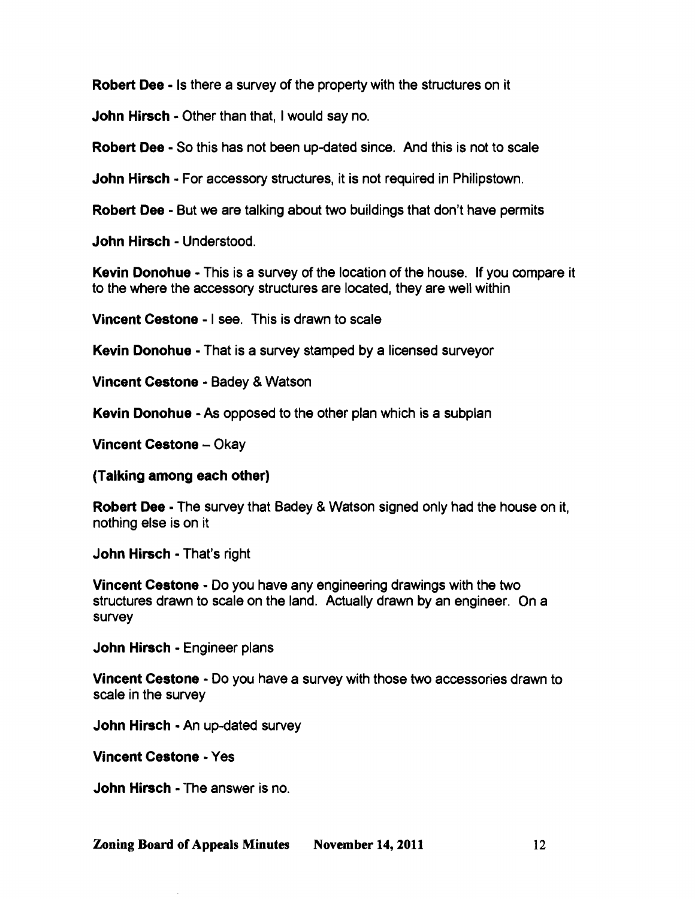**Robert Dee** - Is there a survey of the property with the structures on it

**John Hirsch** - Other than that, I would say no.

**Robert Dee** - So this has not been up-dated since. And this is not to scale

**John Hirsch** - For accessory structures, it is not required in Philipstown.

**Robert Dee** - But we are talking about two buildings that don't have permits

**John Hirsch** - Understood.

**Kevin Donohue** - This is a survey of the location of the house. If you compare it to the where the accessory structures are located, they are well within

**Vincent Cestone** - I see. This is drawn to scale

**Kevin Donohue** - That is a survey stamped by a licensed surveyor

**Vincent Cestone** - Badey & Watson

**Kevin Donohue** - As opposed to the other plan which is a subplan

**Vincent Cestone** – Okay

**(Talking among each other)**

**Robert Dee** - The survey that Badey & Watson signed only had the house on it, nothing else is on it

**John Hirsch** - That's right

**Vincent Cestone** - Do you have any engineering drawings with the two structures drawn to scale on the land. Actually drawn by an engineer. On a survey

**John Hirsch** - Engineer plans

**Vincent Cestone** - Do you have a survey with those two accessories drawn to scale in the survey

**John Hirsch** - An up-dated survey

**Vincent Cestone** - Yes

**John Hirsch** - The answer is no.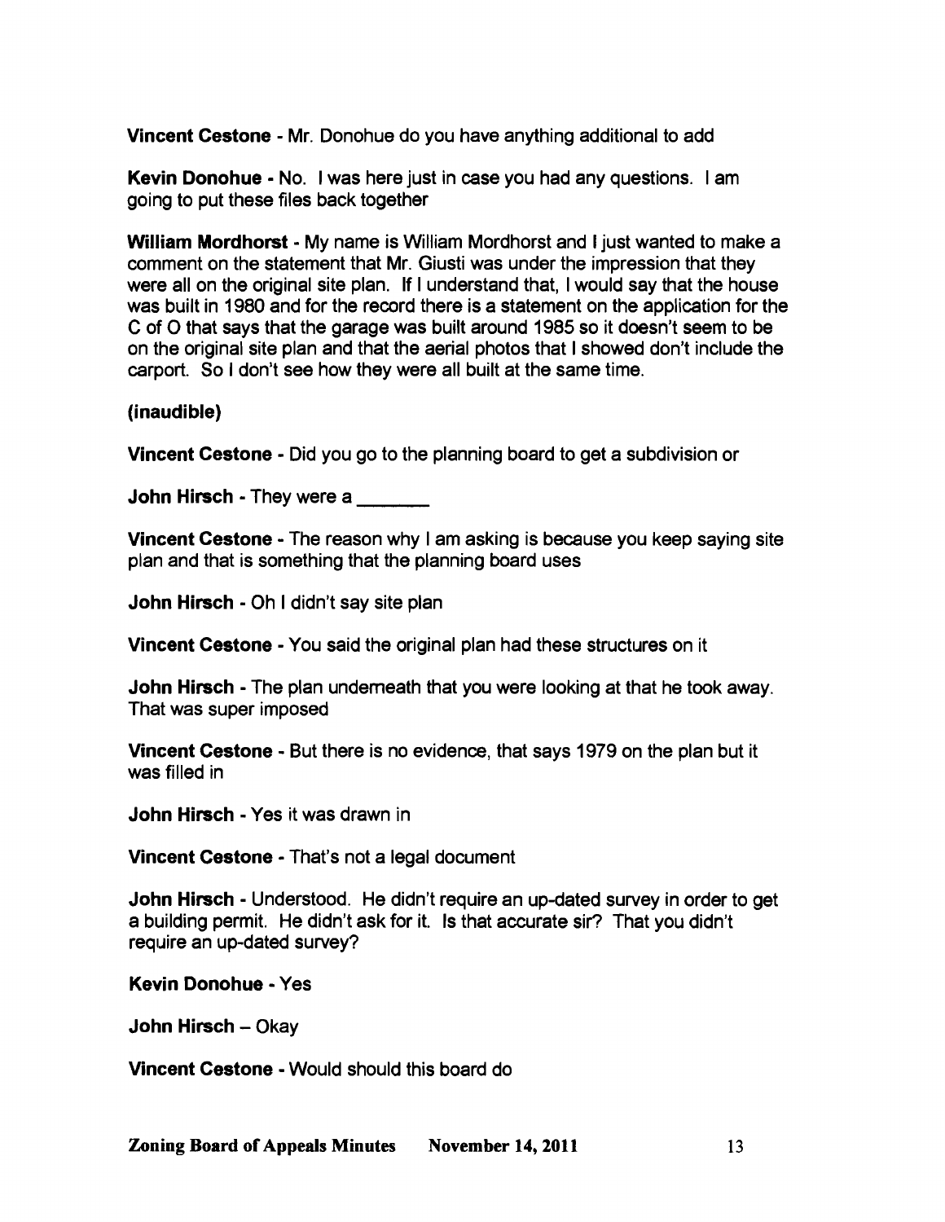**Vincent Cestone** - Mr. Donohue do you have anything additional to add

**Kevin Donohue** - No. I was here just in case you had any questions. I am going to put these files back together

**William Mordhorst** - My name is William Mordhorst and I just wanted to make a comment on the statement that Mr. Giusti was under the impression that they were all on the original site plan. If I understand that, I would say that the house was built in 1980 and for the record there is a statement on the application for the C of O that says that the garage was built around 1985 so it doesn't seem to be on the original site plan and that the aerial photos that I showed don't include the carport. So I don't see how they were all built at the same time.

**(inaudible)**

**Vincent Cestone** - Did you go to the planning board to get a subdivision or

**John Hirsch** - They were a _______

**Vincent Cestone** - The reason why I am asking is because you keep saying site plan and that is something that the planning board uses

**John Hirsch** - Oh I didn't say site plan

**Vincent Cestone** - You said the original plan had these structures on it

**John Hirsch** - The plan underneath that you were looking at that he took away. That was super imposed

**Vincent Cestone** - But there is no evidence, that says 1979 on the plan but it was filled in

**John Hirsch** - Yes it was drawn in

**Vincent Cestone** - That's not a legal document

**John Hirsch** - Understood. He didn't require an up-dated survey in order to get a building permit. He didn't ask for it. Is that accurate sir? That you didn't require an up-dated survey?

**Kevin Donohue** - Yes

**John Hirsch** – Okay

**Vincent Cestone** - Would should this board do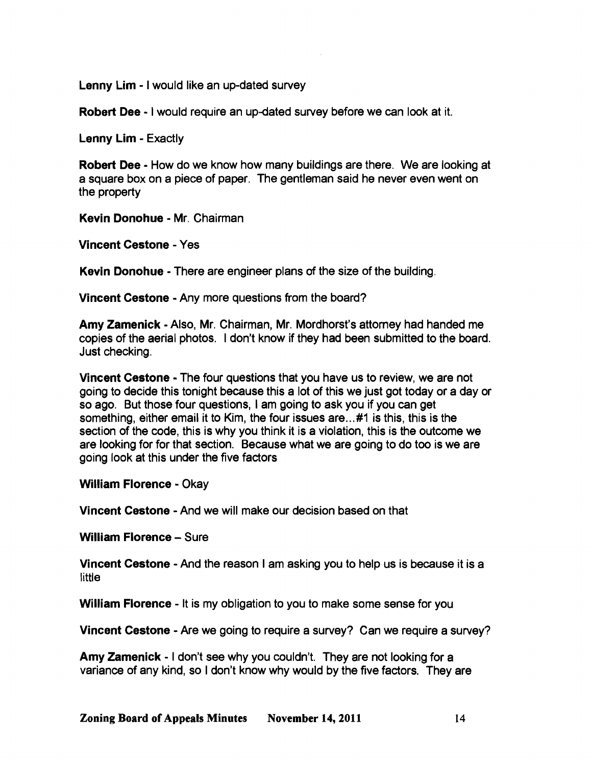**Lenny Lim** - I would like an up-dated survey

**Robert Dee** - I would require an up-dated survey before we can look at it.

**Lenny Lim** - Exactly

**Robert Dee** - How do we know how many buildings are there. We are looking at a square box on a piece of paper. The gentleman said he never even went on the property

**Kevin Donohue** - Mr. Chairman

**Vincent Cestone** - Yes

**Kevin Donohue** - There are engineer plans of the size of the building.

**Vincent Cestone** - Any more questions from the board?

**Amy Zamenick** - Also, Mr. Chairman, Mr. Mordhorst's attorney had handed me copies of the aerial photos. I don't know if they had been submitted to the board. Just checking.

**Vincent Cestone** - The four questions that you have us to review, we are not going to decide this tonight because this a lot of this we just got today or a day or so ago. But those four questions, I am going to ask you if you can get something, either email it to Kim, the four issues are...#1 is this, this is the section of the code, this is why you think it is a violation, this is the outcome we are looking for for that section. Because what we are going to do too is we are going look at this under the five factors

**William Florence** - Okay

**Vincent Cestone** - And we will make our decision based on that

**William Florence** – Sure

**Vincent Cestone** - And the reason I am asking you to help us is because it is a little

**William Florence** - It is my obligation to you to make some sense for you

**Vincent Cestone** - Are we going to require a survey? Can we require a survey?

**Amy Zamenick** - I don't see why you couldn't. They are not looking for a variance of any kind, so I don't know why would by the five factors. They are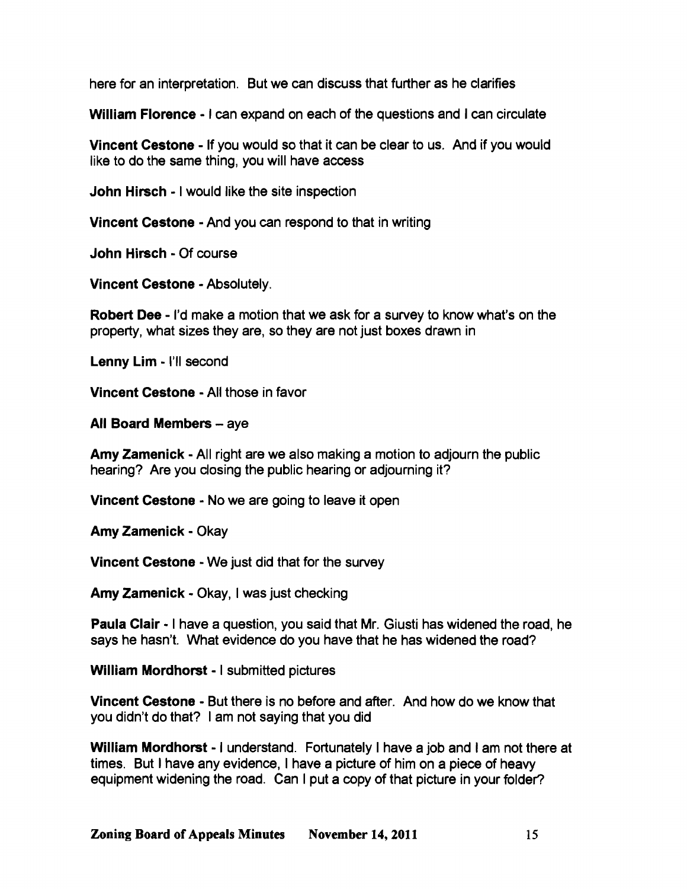here for an interpretation. But we can discuss that further as he clarifies

**William Florence** - I can expand on each of the questions and I can circulate

**Vincent Cestone** - If you would so that it can be clear to us. And if you would like to do the same thing, you will have access

**John Hirsch** - I would like the site inspection

**Vincent Cestone** - And you can respond to that in writing

**John Hirsch** - Of course

**Vincent Cestone** - Absolutely.

**Robert Dee** - I'd make a motion that we ask for a survey to know what's on the property, what sizes they are, so they are not just boxes drawn in

**Lenny Lim** - I'll second

**Vincent Cestone** - All those in favor

**All Board Members** – aye

**Amy Zamenick** - All right are we also making a motion to adjourn the public hearing? Are you closing the public hearing or adjourning it?

**Vincent Cestone** - No we are going to leave it open

**Amy Zamenick** - Okay

**Vincent Cestone** - We just did that for the survey

**Amy Zamenick** - Okay, I was just checking

**Paula Clair** - I have a question, you said that Mr. Giusti has widened the road, he says he hasn't. What evidence do you have that he has widened the road?

**William Mordhorst** - I submitted pictures

**Vincent Cestone** - But there is no before and after. And how do we know that you didn't do that? I am not saying that you did

**William Mordhorst** - I understand. Fortunately I have a job and I am not there at times. But I have any evidence, I have a picture of him on a piece of heavy equipment widening the road. Can I put a copy of that picture in your folder?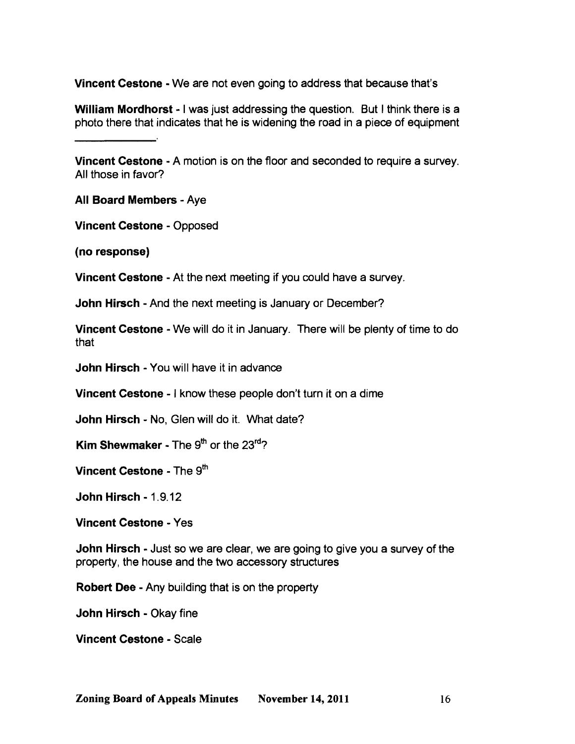**Vincent Cestone** - We are not even going to address that because that's

**William Mordhorst** - I was just addressing the question. But I think there is a photo there that indicates that he is widening the road in a piece of equipment \_\_\_\_\_\_\_\_\_\_\_\_\_\_.

**Vincent Cestone** - A motion is on the floor and seconded to require a survey. All those in favor?

**All Board Members** - Aye

**Vincent Cestone** - Opposed

**(no response)**

**Vincent Cestone** - At the next meeting if you could have a survey.

**John Hirsch** - And the next meeting is January or December?

**Vincent Cestone** - We will do it in January. There will be plenty of time to do that

**John Hirsch** - You will have it in advance

**Vincent Cestone** - I know these people don't turn it on a dime

**John Hirsch** - No, Glen will do it. What date?

**Kim Shewmaker** - The 9th or the 23rd?

**Vincent Cestone** - The 9th

**John Hirsch** - 1.9.12

**Vincent Cestone** - Yes

**John Hirsch** - Just so we are clear, we are going to give you a survey of the property, the house and the two accessory structures

**Robert Dee** - Any building that is on the property

**John Hirsch** - Okay fine

**Vincent Cestone** - Scale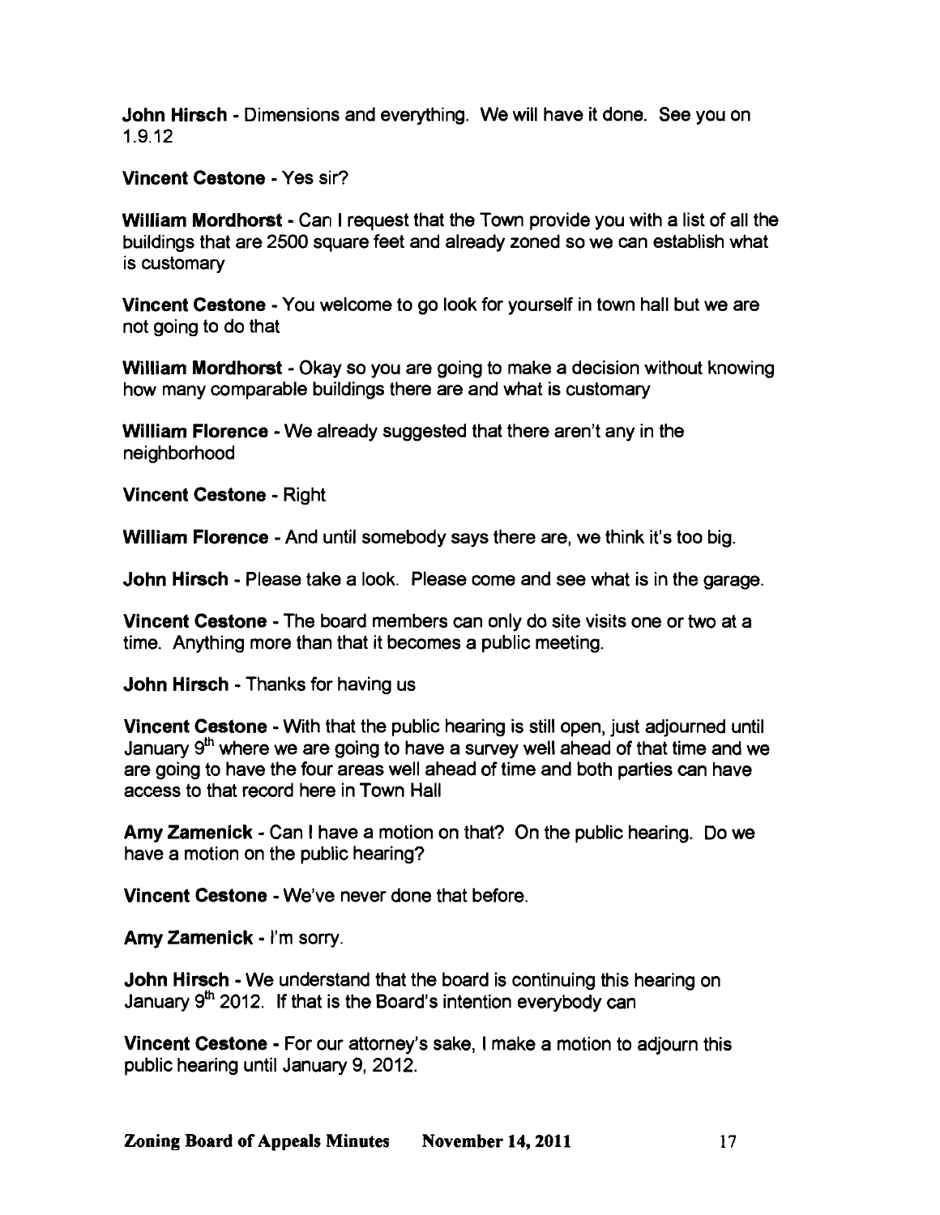**John Hirsch** - Dimensions and everything. We will have it done. See you on 1.9.12

**Vincent Cestone** - Yes sir?

**William Mordhorst** - Can I request that the Town provide you with a list of all the buildings that are 2500 square feet and already zoned so we can establish what is customary

**Vincent Cestone** - You welcome to go look for yourself in town hall but we are not going to do that

**William Mordhorst** - Okay so you are going to make a decision without knowing how many comparable buildings there are and what is customary

**William Florence** - We already suggested that there aren't any in the neighborhood

**Vincent Cestone** - Right

**William Florence** - And until somebody says there are, we think it's too big.

**John Hirsch** - Please take a look. Please come and see what is in the garage.

**Vincent Cestone** - The board members can only do site visits one or two at a time. Anything more than that it becomes a public meeting.

**John Hirsch** - Thanks for having us

**Vincent Cestone** - With that the public hearing is still open, just adjourned until January 9th where we are going to have a survey well ahead of that time and we are going to have the four areas well ahead of time and both parties can have access to that record here in Town Hall

**Amy Zamenick** - Can I have a motion on that? On the public hearing. Do we have a motion on the public hearing?

**Vincent Cestone** - We've never done that before.

**Amy Zamenick** - I'm sorry.

**John Hirsch** - We understand that the board is continuing this hearing on January 9th 2012. If that is the Board's intention everybody can

**Vincent Cestone** - For our attorney's sake, I make a motion to adjourn this public hearing until January 9, 2012.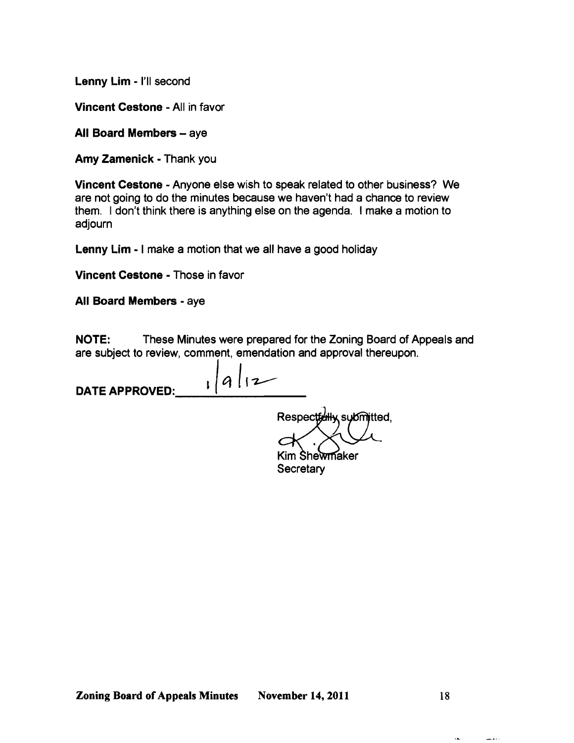**Lenny Lim** - I'll second

**Vincent Cestone** - All in favor

**All Board Members** – aye

**Amy Zamenick** - Thank you

**Vincent Cestone** - Anyone else wish to speak related to other business? We are not going to do the minutes because we haven't had a chance to review them. I don't think there is anything else on the agenda. I make a motion to adjourn

**Lenny Lim** - I make a motion that we all have a good holiday

**Vincent Cestone** - Those in favor

**All Board Members** - aye

**NOTE:** These Minutes were prepared for the Zoning Board of Appeals and are subject to review, comment, emendation and approval thereupon.

**DATE APPROVED:** 1/9/12

Respectfully submitted,

Kim Shewmaker
Secretary